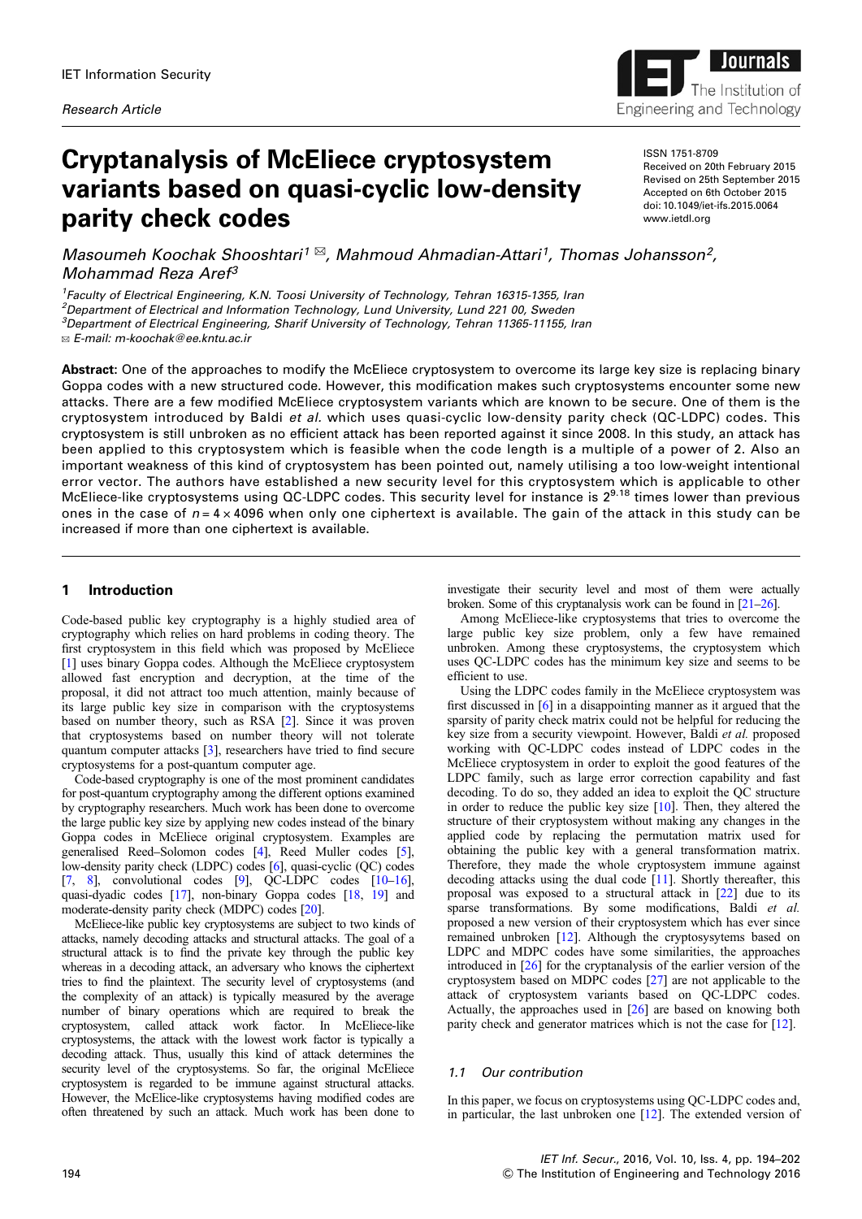IET Information Security

*Research Article*

# Cryptanalysis of McEliece cryptosystem variants based on quasi-cyclic low-density parity check codes

ISSN 1751-8709
Received on 20th February 2015
Revised on 25th September 2015
Accepted on 6th October 2015
doi: 10.1049/iet-ifs.2015.0064
www.ietdl.org

*Masoumeh Koochak Shooshtari[1] ✉, Mahmoud Ahmadian-Attari[1], Thomas Johansson[2], Mohammad Reza Aref[3]*

[1]*Faculty of Electrical Engineering, K.N. Toosi University of Technology, Tehran 16315-1355, Iran*
[2]*Department of Electrical and Information Technology, Lund University, Lund 221 00, Sweden*
[3]*Department of Electrical Engineering, Sharif University of Technology, Tehran 11365-11155, Iran*
✉ *E-mail: m-koochak@ee.kntu.ac.ir*

**Abstract:** One of the approaches to modify the McEliece cryptosystem to overcome its large key size is replacing binary Goppa codes with a new structured code. However, this modification makes such cryptosystems encounter some new attacks. There are a few modified McEliece cryptosystem variants which are known to be secure. One of them is the cryptosystem introduced by Baldi *et al.* which uses quasi-cyclic low-density parity check (QC-LDPC) codes. This cryptosystem is still unbroken as no efficient attack has been reported against it since 2008. In this study, an attack has been applied to this cryptosystem which is feasible when the code length is a multiple of a power of 2. Also an important weakness of this kind of cryptosystem has been pointed out, namely utilising a too low-weight intentional error vector. The authors have established a new security level for this cryptosystem which is applicable to other McEliece-like cryptosystems using QC-LDPC codes. This security level for instance is $2^{9.18}$ times lower than previous ones in the case of $n = 4 \times 4096$ when only one ciphertext is available. The gain of the attack in this study can be increased if more than one ciphertext is available.

## 1 Introduction

Code-based public key cryptography is a highly studied area of cryptography which relies on hard problems in coding theory. The first cryptosystem in this field which was proposed by McEliece [1] uses binary Goppa codes. Although the McEliece cryptosystem allowed fast encryption and decryption, at the time of the proposal, it did not attract too much attention, mainly because of its large public key size in comparison with the cryptosystems based on number theory, such as RSA [2]. Since it was proven that cryptosystems based on number theory will not tolerate quantum computer attacks [3], researchers have tried to find secure cryptosystems for a post-quantum computer age.

Code-based cryptography is one of the most prominent candidates for post-quantum cryptography among the different options examined by cryptography researchers. Much work has been done to overcome the large public key size by applying new codes instead of the binary Goppa codes in McEliece original cryptosystem. Examples are generalised Reed–Solomon codes [4], Reed Muller codes [5], low-density parity check (LDPC) codes [6], quasi-cyclic (QC) codes [7, 8], convolutional codes [9], QC-LDPC codes [10–16], quasi-dyadic codes [17], non-binary Goppa codes [18, 19] and moderate-density parity check (MDPC) codes [20].

McEliece-like public key cryptosystems are subject to two kinds of attacks, namely decoding attacks and structural attacks. The goal of a structural attack is to find the private key through the public key whereas in a decoding attack, an adversary who knows the ciphertext tries to find the plaintext. The security level of cryptosystems (and the complexity of an attack) is typically measured by the average number of binary operations which are required to break the cryptosystem, called attack work factor. In McEliece-like cryptosystems, the attack with the lowest work factor is typically a decoding attack. Thus, usually this kind of attack determines the security level of the cryptosystems. So far, the original McEliece cryptosystem is regarded to be immune against structural attacks. However, the McEliece-like cryptosystems having modified codes are often threatened by such an attack. Much work has been done to investigate their security level and most of them were actually broken. Some of this cryptanalysis work can be found in [21–26].

Among McEliece-like cryptosystems that tries to overcome the large public key size problem, only a few have remained unbroken. Among these cryptosystems, the cryptosystem which uses QC-LDPC codes has the minimum key size and seems to be efficient to use.

Using the LDPC codes family in the McEliece cryptosystem was first discussed in [6] in a disappointing manner as it argued that the sparsity of parity check matrix could not be helpful for reducing the key size from a security viewpoint. However, Baldi *et al.* proposed working with QC-LDPC codes instead of LDPC codes in the McEliece cryptosystem in order to exploit the good features of the LDPC family, such as large error correction capability and fast decoding. To do so, they added an idea to exploit the QC structure in order to reduce the public key size [10]. Then, they altered the structure of their cryptosystem without making any changes in the applied code by replacing the permutation matrix used for obtaining the public key with a general transformation matrix. Therefore, they made the whole cryptosystem immune against decoding attacks using the dual code [11]. Shortly thereafter, this proposal was exposed to a structural attack in [22] due to its sparse transformations. By some modifications, Baldi *et al.* proposed a new version of their cryptosystem which has ever since remained unbroken [12]. Although the cryptosysytems based on LDPC and MDPC codes have some similarities, the approaches introduced in [26] for the cryptanalysis of the earlier version of the cryptosystem based on MDPC codes [27] are not applicable to the attack of cryptosystem variants based on QC-LDPC codes. Actually, the approaches used in [26] are based on knowing both parity check and generator matrices which is not the case for [12].

### 1.1 Our contribution

In this paper, we focus on cryptosystems using QC-LDPC codes and, in particular, the last unbroken one [12]. The extended version of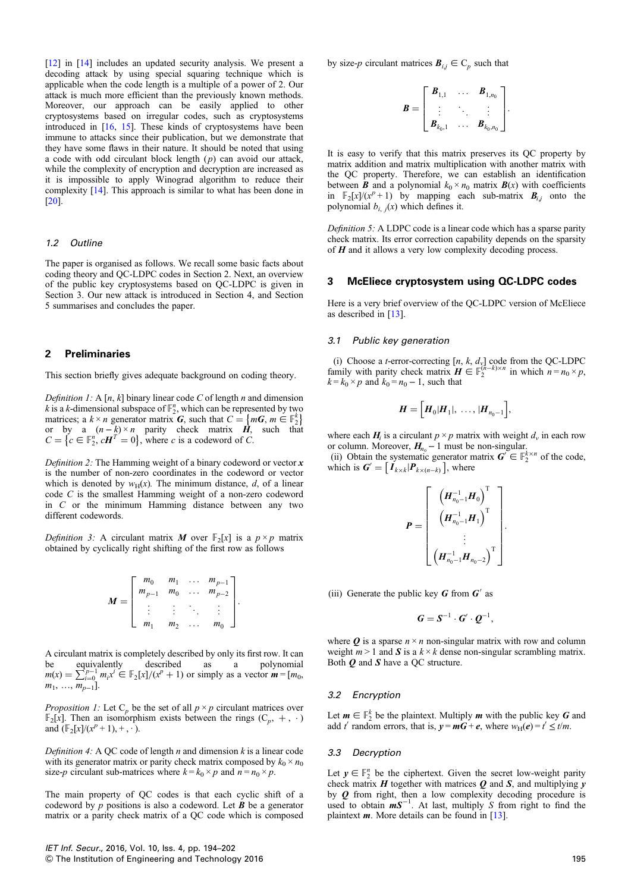[12] in [14] includes an updated security analysis. We present a decoding attack by using special squaring technique which is applicable when the code length is a multiple of a power of 2. Our attack is much more efficient than the previously known methods. Moreover, our approach can be easily applied to other cryptosystems based on irregular codes, such as cryptosystems introduced in [16, 15]. These kinds of cryptosystems have been immune to attacks since their publication, but we demonstrate that they have some flaws in their nature. It should be noted that using a code with odd circulant block length ($p$) can avoid our attack, while the complexity of encryption and decryption are increased as it is impossible to apply Winograd algorithm to reduce their complexity [14]. This approach is similar to what has been done in [20].

### 1.2 Outline

The paper is organised as follows. We recall some basic facts about coding theory and QC-LDPC codes in Section 2. Next, an overview of the public key cryptosystems based on QC-LDPC is given in Section 3. Our new attack is introduced in Section 4, and Section 5 summarises and concludes the paper.

## 2 Preliminaries

This section briefly gives adequate background on coding theory.

*Definition 1:* A $[n, k]$ binary linear code $C$ of length $n$ and dimension $k$ is a $k$-dimensional subspace of $\mathbb{F}_2^n$, which can be represented by two matrices; a $k \times n$ generator matrix $\boldsymbol{G}$, such that $C = \{m\boldsymbol{G}, m \in \mathbb{F}_2^k\}$ or by a $(n-k) \times n$ parity check matrix $\boldsymbol{H}$, such that $C = \{c \in \mathbb{F}_2^n, c\boldsymbol{H}^T = 0\}$, where $c$ is a codeword of $C$.

*Definition 2:* The Hamming weight of a binary codeword or vector $\boldsymbol{x}$ is the number of non-zero coordinates in the codeword or vector which is denoted by $w_H(x)$. The minimum distance, $d$, of a linear code $C$ is the smallest Hamming weight of a non-zero codeword in $C$ or the minimum Hamming distance between any two different codewords.

*Definition 3:* A circulant matrix $\boldsymbol{M}$ over $\mathbb{F}_2[x]$ is a $p \times p$ matrix obtained by cyclically right shifting of the first row as follows

$$\boldsymbol{M} = \begin{bmatrix} m_0 & m_1 & \dots & m_{p-1} \\ m_{p-1} & m_0 & \dots & m_{p-2} \\ \vdots & \vdots & \ddots & \vdots \\ m_1 & m_2 & \dots & m_0 \end{bmatrix}.$$

A circulant matrix is completely described by only its first row. It can be equivalently described as a polynomial $m(x) = \sum_{i=0}^{p-1} m_i x^i \in \mathbb{F}_2[x]/(x^p + 1)$ or simply as a vector $\boldsymbol{m} = [m_0, m_1, \dots, m_{p-1}]$.

*Proposition 1:* Let $C_p$ be the set of all $p \times p$ circulant matrices over $\mathbb{F}_2[x]$. Then an isomorphism exists between the rings $(C_p, +, \cdot)$ and $(\mathbb{F}_2[x]/(x^p + 1), +, \cdot)$.

*Definition 4:* A QC code of length $n$ and dimension $k$ is a linear code with its generator matrix or parity check matrix composed by $k_0 \times n_0$ size-$p$ circulant sub-matrices where $k = k_0 \times p$ and $n = n_0 \times p$.

The main property of QC codes is that each cyclic shift of a codeword by $p$ positions is also a codeword. Let $\boldsymbol{B}$ be a generator matrix or a parity check matrix of a QC code which is composed by size-$p$ circulant matrices $\boldsymbol{B}_{i,j} \in C_p$ such that

$$\boldsymbol{B} = \begin{bmatrix} \boldsymbol{B}_{1,1} & \dots & \boldsymbol{B}_{1,n_0} \\ \vdots & \ddots & \vdots \\ \boldsymbol{B}_{k_0,1} & \dots & \boldsymbol{B}_{k_0,n_0} \end{bmatrix}.$$

It is easy to verify that this matrix preserves its QC property by matrix addition and matrix multiplication with another matrix with the QC property. Therefore, we can establish an identification between $\boldsymbol{B}$ and a polynomial $k_0 \times n_0$ matrix $\boldsymbol{B}(x)$ with coefficients in $\mathbb{F}_2[x]/(x^p + 1)$ by mapping each sub-matrix $\boldsymbol{B}_{i,j}$ onto the polynomial $b_{i,j}(x)$ which defines it.

*Definition 5:* A LDPC code is a linear code which has a sparse parity check matrix. Its error correction capability depends on the sparsity of $\boldsymbol{H}$ and it allows a very low complexity decoding process.

## 3 McEliece cryptosystem using QC-LDPC codes

Here is a very brief overview of the QC-LDPC version of McEliece as described in [13].

### 3.1 Public key generation

(i) Choose a $t$-error-correcting $[n, k, d_v]$ code from the QC-LDPC family with parity check matrix $\boldsymbol{H} \in \mathbb{F}_2^{(n-k)\times n}$ in which $n = n_0 \times p$, $k = k_0 \times p$ and $k_0 = n_0 - 1$, such that

$$\boldsymbol{H} = \left[\boldsymbol{H}_0 | \boldsymbol{H}_1 |, \dots, | \boldsymbol{H}_{n_0-1}\right],$$

where each $\boldsymbol{H}_i$ is a circulant $p \times p$ matrix with weight $d_v$ in each row or column. Moreover, $\boldsymbol{H}_{n_0} - 1$ must be non-singular.

(ii) Obtain the systematic generator matrix $\boldsymbol{G}' \in \mathbb{F}_2^{k \times n}$ of the code, which is $\boldsymbol{G}' = \left[\boldsymbol{I}_{k\times k} | \boldsymbol{P}_{k\times(n-k)}\right]$, where

$$\boldsymbol{P} = \begin{bmatrix} \left(\boldsymbol{H}_{n_0-1}^{-1}\boldsymbol{H}_0\right)^{\mathrm{T}} \\ \left(\boldsymbol{H}_{n_0-1}^{-1}\boldsymbol{H}_1\right)^{\mathrm{T}} \\ \vdots \\ \left(\boldsymbol{H}_{n_0-1}^{-1}\boldsymbol{H}_{n_0-2}\right)^{\mathrm{T}} \end{bmatrix}.$$

(iii) Generate the public key $\boldsymbol{G}$ from $\boldsymbol{G}'$ as

$$\boldsymbol{G} = \boldsymbol{S}^{-1} \cdot \boldsymbol{G}' \cdot \boldsymbol{Q}^{-1},$$

where $\boldsymbol{Q}$ is a sparse $n \times n$ non-singular matrix with row and column weight $m > 1$ and $\boldsymbol{S}$ is a $k \times k$ dense non-singular scrambling matrix. Both $\boldsymbol{Q}$ and $\boldsymbol{S}$ have a QC structure.

### 3.2 Encryption

Let $\boldsymbol{m} \in \mathbb{F}_2^k$ be the plaintext. Multiply $\boldsymbol{m}$ with the public key $\boldsymbol{G}$ and add $t'$ random errors, that is, $\boldsymbol{y} = \boldsymbol{m}\boldsymbol{G} + \boldsymbol{e}$, where $w_H(\boldsymbol{e}) = t' \le t/m$.

### 3.3 Decryption

Let $\boldsymbol{y} \in \mathbb{F}_2^n$ be the ciphertext. Given the secret low-weight parity check matrix $\boldsymbol{H}$ together with matrices $\boldsymbol{Q}$ and $\boldsymbol{S}$, and multiplying $\boldsymbol{y}$ by $\boldsymbol{Q}$ from right, then a low complexity decoding procedure is used to obtain $\boldsymbol{m}\boldsymbol{S}^{-1}$. At last, multiply $S$ from right to find the plaintext $\boldsymbol{m}$. More details can be found in [13].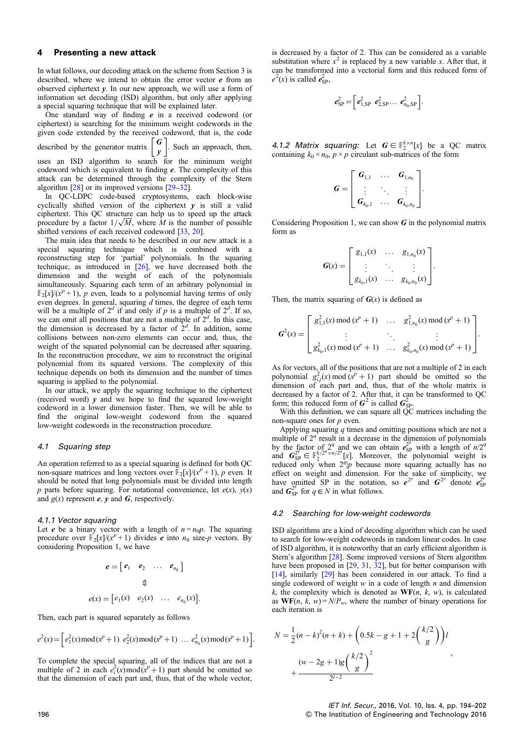## 4 Presenting a new attack

In what follows, our decoding attack on the scheme from Section 3 is described, where we intend to obtain the error vector $\boldsymbol{e}$ from an observed ciphertext $\boldsymbol{y}$. In our new approach, we will use a form of information set decoding (ISD) algorithm, but only after applying a special squaring technique that will be explained later.

One standard way of finding $\boldsymbol{e}$ in a received codeword (or ciphertext) is searching for the minimum weight codewords in the given code extended by the received codeword, that is, the code described by the generator matrix $\begin{bmatrix} \boldsymbol{G} \\ \boldsymbol{y} \end{bmatrix}$. Such an approach, then, uses an ISD algorithm to search for the minimum weight codeword which is equivalent to finding $\boldsymbol{e}$. The complexity of this attack can be determined through the complexity of the Stern algorithm [28] or its improved versions [29–32].

In QC-LDPC code-based cryptosystems, each block-wise cyclically shifted version of the ciphertext $\boldsymbol{y}$ is still a valid ciphertext. This QC structure can help us to speed up the attack procedure by a factor $1/\sqrt{M}$, where $M$ is the number of possible shifted versions of each received codeword [33, 20].

The main idea that needs to be described in our new attack is a special squaring technique which is combined with a reconstructing step for 'partial' polynomials. In the squaring technique, as introduced in [26], we have decreased both the dimension and the weight of each of the polynomials simultaneously. Squaring each term of an arbitrary polynomial in $\mathbb{F}_2[x]/(x^p+1)$, $p$ even, leads to a polynomial having terms of only even degrees. In general, squaring $d$ times, the degree of each term will be a multiple of $2^d$ if and only if $p$ is a multiple of $2^d$. If so, we can omit all positions that are not a multiple of $2^d$. In this case, the dimension is decreased by a factor of $2^d$. In addition, some collisions between non-zero elements can occur and, thus, the weight of the squared polynomial can be decreased after squaring. In the reconstruction procedure, we aim to reconstruct the original polynomial from its squared versions. The complexity of this technique depends on both its dimension and the number of times squaring is applied to the polynomial.

In our attack, we apply the squaring technique to the ciphertext (received word) $\boldsymbol{y}$ and we hope to find the squared low-weight codeword in a lower dimension faster. Then, we will be able to find the original low-weight codeword from the squared low-weight codewords in the reconstruction procedure.

### 4.1 Squaring step

An operation referred to as a special squaring is defined for both QC non-square matrices and long vectors over $\mathbb{F}_2[x]/(x^p+1)$, $p$ even. It should be noted that long polynomials must be divided into length $p$ parts before squaring. For notational convenience, let $e(x)$, $y(x)$ and $g(x)$ represent $\boldsymbol{e}$, $\boldsymbol{y}$ and $\boldsymbol{G}$, respectively.

#### 4.1.1 Vector squaring

Let $\boldsymbol{e}$ be a binary vector with a length of $n = n_0 p$. The squaring procedure over $\mathbb{F}_2[x]/(x^p+1)$ divides $\boldsymbol{e}$ into $n_0$ size-$p$ vectors. By considering Proposition 1, we have

$$\boldsymbol{e} = \begin{bmatrix} \boldsymbol{e}_1 & \boldsymbol{e}_2 & \dots & \boldsymbol{e}_{n_0} \end{bmatrix}$$
$$\Updownarrow$$
$$e(x) = \begin{bmatrix} e_1(x) & e_2(x) & \dots & e_{n_0}(x) \end{bmatrix}.$$

Then, each part is squared separately as follows

$$e^2(x) = \begin{bmatrix} e_1^2(x) \bmod (x^p+1) & e_2^2(x) \bmod (x^p+1) & \dots & e_{n_0}^2(x) \bmod (x^p+1) \end{bmatrix}.$$

To complete the special squaring, all of the indices that are not a multiple of 2 in each $e_i^2(x) \bmod (x^p+1)$ part should be omitted so that the dimension of each part and, thus, that of the whole vector, is decreased by a factor of 2. This can be considered as a variable substitution where $x^2$ is replaced by a new variable $x$. After that, it can be transformed into a vectorial form and this reduced form of $e^2(x)$ is called $\boldsymbol{e}_{\text{SP}}^2$,

$$\boldsymbol{e}_{\text{SP}}^2 = \begin{bmatrix} \boldsymbol{e}_{1,\text{SP}}^2 & \boldsymbol{e}_{2,\text{SP}}^2 \dots & \boldsymbol{e}_{n_0,\text{SP}}^2 \end{bmatrix}.$$

#### 4.1.2 Matrix squaring

Let $\boldsymbol{G} \in \mathbb{F}_2^{k \times n}[x]$ be a QC matrix containing $k_0 \times n_0$, $p \times p$ circulant sub-matrices of the form

$$\boldsymbol{G} = \begin{bmatrix} \boldsymbol{G}_{1,1} & \dots & \boldsymbol{G}_{1,n_0} \\ \vdots & \ddots & \vdots \\ \boldsymbol{G}_{k_0,1} & \dots & \boldsymbol{G}_{k_0,n_0} \end{bmatrix}.$$

Considering Proposition 1, we can show $\boldsymbol{G}$ in the polynomial matrix form as

$$\boldsymbol{G}(x) = \begin{bmatrix} g_{1,1}(x) & \dots & g_{1,n_0}(x) \\ \vdots & \ddots & \vdots \\ g_{k_0,1}(x) & \dots & g_{k_0,n_0}(x) \end{bmatrix}.$$

Then, the matrix squaring of $\boldsymbol{G}(x)$ is defined as

$$\boldsymbol{G}^2(x) = \begin{bmatrix} g_{1,1}^2(x) \bmod (x^p+1) & \dots & g_{1,n_0}^2(x) \bmod (x^p+1) \\ \vdots & \ddots & \vdots \\ g_{k_0,1}^2(x) \bmod (x^p+1) & \dots & g_{k_0,n_0}^2(x) \bmod (x^p+1) \end{bmatrix}.$$

As for vectors, all of the positions that are not a multiple of 2 in each polynomial $g_{i,j}^2(x) \bmod (x^p+1)$ part should be omitted so that the dimension of each part and, thus, that of the whole matrix is decreased by a factor of 2. After that, it can be transformed to QC form; this reduced form of $\boldsymbol{G}^2$ is called $\boldsymbol{G}_{\text{SP}}^2$.

With this definition, we can square all QC matrices including the non-square ones for $p$ even.

Applying squaring $q$ times and omitting positions which are not a multiple of $2^q$ result in a decrease in the dimension of polynomials by the factor of $2^q$ and we can obtain $\boldsymbol{e}_{\text{SP}}^{2^q}$ with a length of $n/2^q$ and $\boldsymbol{G}_{\text{SP}}^{2^q} \in \mathbb{F}_2^{k/2^q \times n/2^q}[x]$. Moreover, the polynomial weight is reduced only when $2^q | p$ because more squaring actually has no effect on weight and dimension. For the sake of simplicity, we have omitted SP in the notation, so $\boldsymbol{e}^{2^q}$ and $\boldsymbol{G}^{2^q}$ denote $\boldsymbol{e}_{\text{SP}}^{2^q}$ and $\boldsymbol{G}_{\text{SP}}^{2^q}$ for $q \in N$ in what follows.

### 4.2 Searching for low-weight codewords

ISD algorithms are a kind of decoding algorithm which can be used to search for low-weight codewords in random linear codes. In case of ISD algorithm, it is noteworthy that an early efficient algorithm is Stern's algorithm [28]. Some improved versions of Stern algorithm have been proposed in [29, 31, 32], but for better comparison with [14], similarly [29] has been considered in our attack. To find a single codeword of weight $w$ in a code of length $n$ and dimension $k$, the complexity which is denoted as $\mathbf{WF}(n, k, w)$, is calculated as $\mathbf{WF}(n, k, w) = N/P_w$, where the number of binary operations for each iteration is

$$N = \frac{1}{2}(n-k)^2(n+k) + \left(0.5k - g + 1 + 2\binom{k/2}{g}\right)l + \frac{(w-2g+1)g\binom{k/2}{g}^2}{2^{l-2}},$$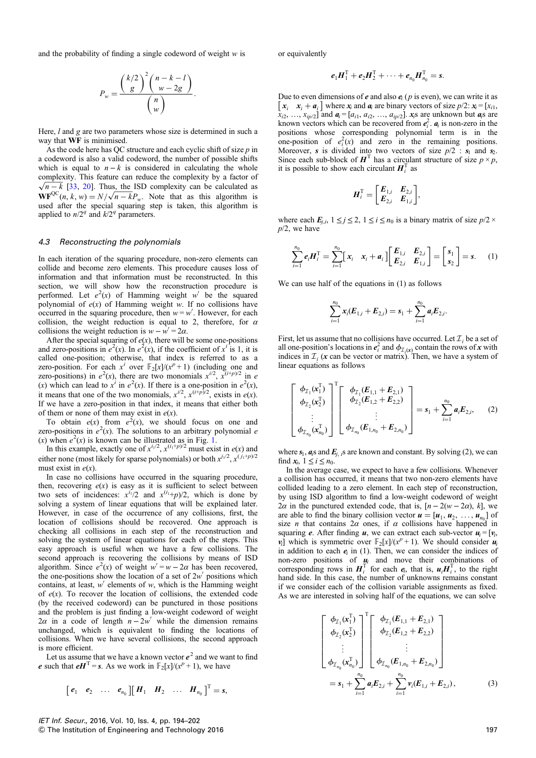and the probability of finding a single codeword of weight $w$ is

$$P_w = \frac{\binom{k/2}{g}^2 \binom{n-k-l}{w-2g}}{\binom{n}{w}}.$$

Here, $l$ and $g$ are two parameters whose size is determined in such a way that **WF** is minimised.

As the code here has QC structure and each cyclic shift of size $p$ in a codeword is also a valid codeword, the number of possible shifts which is equal to $n-k$ is considered in calculating the whole complexity. This feature can reduce the complexity by a factor of $\sqrt{n-k}$ [33, 20]. Thus, the ISD complexity can be calculated as $\mathbf{WF}^{\mathrm{QC}}(n, k, w) = N/\sqrt{n-k}P_w$. Note that as this algorithm is used after the special squaring step is taken, this algorithm is applied to $n/2^q$ and $k/2^q$ parameters.

### 4.3 Reconstructing the polynomials

In each iteration of the squaring procedure, non-zero elements can collide and become zero elements. This procedure causes loss of information and that information must be reconstructed. In this section, we will show how the reconstruction procedure is performed. Let $e^2(x)$ of Hamming weight $w'$ be the squared polynomial of $e(x)$ of Hamming weight $w$. If no collisions have occurred in the squaring procedure, then $w = w'$. However, for each collision, the weight reduction is equal to 2, therefore, for $\alpha$ collisions the weight reduction is $w - w' = 2\alpha$.

After the special squaring of $e(x)$, there will be some one-positions and zero-positions in $e^2(x)$. In $e^2(x)$, if the coefficient of $x^i$ is 1, it is called one-position; otherwise, that index is referred to as a zero-position. For each $x^i$ over $\mathbb{F}_2[x]/(x^p+1)$ (including one and zero-positions) in $e^2(x)$, there are two monomials $x^{i/2}$, $x^{(i+p)/2}$ in $e(x)$ which can lead to $x^i$ in $e^2(x)$. If there is a one-position in $e^2(x)$, it means that one of the two monomials, $x^{i/2}$, $x^{(i+p)/2}$, exists in $e(x)$. If we have a zero-position in that index, it means that either both of them or none of them may exist in $e(x)$.

To obtain $e(x)$ from $e^2(x)$, we should focus on one and zero-positions in $e^2(x)$. The solutions to an arbitrary polynomial $e(x)$ when $e^2(x)$ is known can be illustrated as in Fig. 1.

In this example, exactly one of $x^{i_1/2}$, $x^{(i_1+p)/2}$ must exist in $e(x)$ and either none (most likely for sparse polynomials) or both $x^{j_1/2}$, $x^{(j_1+p)/2}$ must exist in $e(x)$.

In case no collisions have occurred in the squaring procedure, then, recovering $e(x)$ is easy as it is sufficient to select between two sets of incidences: $x^{i_1}/2$ and $x^{(i_1+p)/2}$, which is done by solving a system of linear equations that will be explained later. However, in case of the occurrence of any collisions, first, the location of collisions should be recovered. One approach is checking all collisions in each step of the reconstruction and solving the system of linear equations for each of the steps. This easy approach is useful when we have a few collisions. The second approach is recovering the collisions by means of ISD algorithm. Since $e^2(x)$ of weight $w' = w - 2\alpha$ has been recovered, the one-positions show the location of a set of $2w'$ positions which contains, at least, $w'$ elements of $w$, which is the Hamming weight of $e(x)$. To recover the location of collisions, the extended code (by the received codeword) can be punctured in those positions and the problem is just finding a low-weight codeword of weight $2\alpha$ in a code of length $n - 2w'$ while the dimension remains unchanged, which is equivalent to finding the locations of collisions. When we have several collisions, the second approach is more efficient.

Let us assume that we have a known vector $\boldsymbol{e}^2$ and we want to find $\boldsymbol{e}$ such that $\boldsymbol{e}\boldsymbol{H}^{\mathrm{T}} = \boldsymbol{s}$. As we work in $\mathbb{F}_2[x]/(x^p+1)$, we have

$$\begin{bmatrix} \boldsymbol{e}_1 & \boldsymbol{e}_2 & \dots & \boldsymbol{e}_{n_0} \end{bmatrix}\begin{bmatrix} \boldsymbol{H}_1 & \boldsymbol{H}_2 & \dots & \boldsymbol{H}_{n_0} \end{bmatrix}^{\mathrm{T}} = \boldsymbol{s},$$

or equivalently

$$\boldsymbol{e}_1\boldsymbol{H}_1^{\mathrm{T}} + \boldsymbol{e}_2\boldsymbol{H}_2^{\mathrm{T}} + \dots + \boldsymbol{e}_{n_0}\boldsymbol{H}_{n_0}^{\mathrm{T}} = \boldsymbol{s}.$$

Due to even dimensions of $\boldsymbol{e}$ and also $\boldsymbol{e}_i$ ($p$ is even), we can write it as $\begin{bmatrix} \boldsymbol{x}_i & \boldsymbol{x}_i + \boldsymbol{a}_i \end{bmatrix}$ where $\boldsymbol{x}_i$ and $\boldsymbol{a}_i$ are binary vectors of size $p/2$: $\boldsymbol{x}_i = [x_{i1}, x_{i2}, \dots, x_{ip/2}]$ and $\boldsymbol{a}_i = [a_{i1}, a_{i2}, \dots, a_{ip/2}]$. $\boldsymbol{x}_i$s are unknown but $\boldsymbol{a}_i$s are known vectors which can be recovered from $\boldsymbol{e}_i^2$. $\boldsymbol{a}_i$ is non-zero in the positions whose corresponding polynomial term is in the one-position of $e_i^2(x)$ and zero in the remaining positions. Moreover, $\boldsymbol{s}$ is divided into two vectors of size $p/2$ : $\boldsymbol{s}_1$ and $\boldsymbol{s}_2$. Since each sub-block of $\boldsymbol{H}^{\mathrm{T}}$ has a circulant structure of size $p \times p$, it is possible to show each circulant $\boldsymbol{H}_i^{\mathrm{T}}$ as

$$\boldsymbol{H}_i^{\mathrm{T}} = \begin{bmatrix} \boldsymbol{E}_{1,i} & \boldsymbol{E}_{2,i} \\ \boldsymbol{E}_{2,i} & \boldsymbol{E}_{1,i} \end{bmatrix},$$

where each $\boldsymbol{E}_{j,i}$, $1 \le j \le 2$, $1 \le i \le n_0$ is a binary matrix of size $p/2 \times p/2$, we have

$$\sum_{i=1}^{n_0} \boldsymbol{e}_i\boldsymbol{H}_i^{\mathrm{T}} = \sum_{i=1}^{n_0}\begin{bmatrix} \boldsymbol{x}_i & \boldsymbol{x}_i + \boldsymbol{a}_i \end{bmatrix}\begin{bmatrix} \boldsymbol{E}_{1,i} & \boldsymbol{E}_{2,i} \\ \boldsymbol{E}_{2,i} & \boldsymbol{E}_{1,i} \end{bmatrix} = \begin{bmatrix} \boldsymbol{s}_1 \\ \boldsymbol{s}_2 \end{bmatrix} = \boldsymbol{s}. \quad (1)$$

We can use half of the equations in (1) as follows

$$\sum_{i=1}^{n_0} \boldsymbol{x}_i(\boldsymbol{E}_{1,i} + \boldsymbol{E}_{2,i}) = \boldsymbol{s}_1 + \sum_{i=1}^{n_0} \boldsymbol{a}_i\boldsymbol{E}_{2,i}.$$

First, let us assume that no collisions have occurred. Let $\mathcal{I}_i$ be a set of all one-position's locations in $\boldsymbol{e}_i^2$ and $\phi_{\mathcal{I}_i(\boldsymbol{x})}$ contain the rows of $\boldsymbol{x}$ with indices in $\mathcal{I}_i$ ($\boldsymbol{x}$ can be vector or matrix). Then, we have a system of linear equations as follows

$$\begin{bmatrix} \phi_{\mathcal{I}_1}(\boldsymbol{x}_1^{\mathrm{T}}) \\ \phi_{\mathcal{I}_2}(\boldsymbol{x}_2^{\mathrm{T}}) \\ \vdots \\ \phi_{\mathcal{I}_{n_0}}(\boldsymbol{x}_{n_0}^{\mathrm{T}}) \end{bmatrix}^{\mathrm{T}} \begin{bmatrix} \phi_{\mathcal{I}_1}(\boldsymbol{E}_{1,1} + \boldsymbol{E}_{2,1}) \\ \phi_{\mathcal{I}_2}(\boldsymbol{E}_{1,2} + \boldsymbol{E}_{2,2}) \\ \vdots \\ \phi_{\mathcal{I}_{n_0}}(\boldsymbol{E}_{1,n_0} + \boldsymbol{E}_{2,n_0}) \end{bmatrix} = \boldsymbol{s}_1 + \sum_{i=1}^{n_0} \boldsymbol{a}_i\boldsymbol{E}_{2,i}, \quad (2)$$

where $\boldsymbol{s}_1$, $\boldsymbol{a}_i$s and $\boldsymbol{E}_{j,i}$s are known and constant. By solving (2), we can find $\boldsymbol{x}_i$, $1 \le i \le n_0$.

In the average case, we expect to have a few collisions. Whenever a collision has occurred, it means that two non-zero elements have collided leading to a zero element. In each step of reconstruction, by using ISD algorithm to find a low-weight codeword of weight $2\alpha$ in the punctured extended code, that is, $[n - 2(w - 2\alpha), k]$, we are able to find the binary collision vector $\boldsymbol{u} = [\boldsymbol{u}_1, \boldsymbol{u}_2, \dots, \boldsymbol{u}_{n_0}]$ of size $n$ that contains $2\alpha$ ones, if $\alpha$ collisions have happened in squaring $\boldsymbol{e}$. After finding $\boldsymbol{u}$, we can extract each sub-vector $\boldsymbol{u}_i = [\boldsymbol{v}_i, \boldsymbol{v}_i]$ which is symmetric over $\mathbb{F}_2[x]/(x^p+1)$. We should consider $\boldsymbol{u}_i$ in addition to each $\boldsymbol{e}_i$ in (1). Then, we can consider the indices of non-zero positions of $\boldsymbol{u}_i$ and move their combinations of corresponding rows in $\boldsymbol{H}_i^{\mathrm{T}}$ for each $\boldsymbol{e}_i$, that is, $\boldsymbol{u}_i\boldsymbol{H}_i^{\mathrm{T}}$, to the right hand side. In this case, the number of unknowns remains constant if we consider each of the collision variable assignments as fixed. As we are interested in solving half of the equations, we can solve

$$\begin{bmatrix} \phi_{\mathcal{I}_1}(\boldsymbol{x}_1^{\mathrm{T}}) \\ \phi_{\mathcal{I}_2}(\boldsymbol{x}_2^{\mathrm{T}}) \\ \vdots \\ \phi_{\mathcal{I}_{n_0}}(\boldsymbol{x}_{n_0}^{\mathrm{T}}) \end{bmatrix}^{\mathrm{T}} \begin{bmatrix} \phi_{\mathcal{I}_1}(\boldsymbol{E}_{1,1} + \boldsymbol{E}_{2,1}) \\ \phi_{\mathcal{I}_2}(\boldsymbol{E}_{1,2} + \boldsymbol{E}_{2,2}) \\ \vdots \\ \phi_{\mathcal{I}_{n_0}}(\boldsymbol{E}_{1,n_0} + \boldsymbol{E}_{2,n_0}) \end{bmatrix} = \boldsymbol{s}_1 + \sum_{i=1}^{n_0} \boldsymbol{a}_i\boldsymbol{E}_{2,i} + \sum_{i=1}^{n_0} \boldsymbol{v}_i(\boldsymbol{E}_{1,i} + \boldsymbol{E}_{2,i}), \quad (3)$$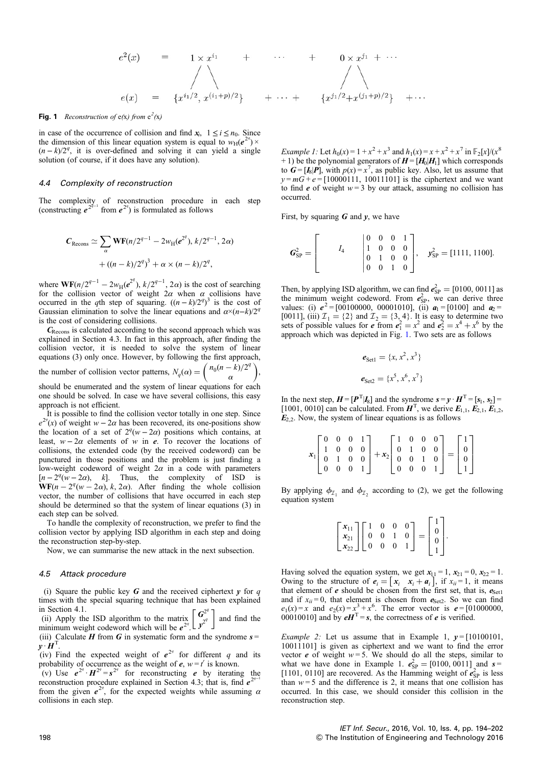$$
\begin{array}{ccccccc}
e^2(x) & = & 1 \times x^{i_1} & + & \cdots & + & 0 \times x^{j_1} + \cdots \\
& & \diagup \diagdown & & & & \diagup \diagdown \\
e(x) & = & \{x^{i_1/2},\, x^{(i_1+p)/2}\} & + \cdots + & & & \{x^{j_1/2} + x^{(j_1+p)/2}\} \quad + \cdots
\end{array}
$$

**Fig. 1** *Reconstruction of* $e(x)$ *from* $e^2(x)$

in case of the occurrence of collision and find $x_i$, $1 \le i \le n_0$. Since the dimension of this linear equation system is equal to $w_H(e^{2^q}) \times (n-k)/2^q$, it is over-defined and solving it can yield a single solution (of course, if it does have any solution).

### 4.4 Complexity of reconstruction

The complexity of reconstruction procedure in each step (constructing $e^{2^{q-1}}$ from $e^{2^q}$) is formulated as follows

$$
C_{\text{Recons}} \simeq \sum_{\alpha} \mathbf{WF}(n/2^{q-1} - 2w_H(e^{2^q}), k/2^{q-1}, 2\alpha) + ((n-k)/2^q)^3 + \alpha \times (n-k)/2^q,
$$

where $\mathbf{WF}(n/2^{q-1} - 2w_H(e^{2^q}), k/2^{q-1}, 2\alpha)$ is the cost of searching for the collision vector of weight $2\alpha$ when $\alpha$ collisions have occurred in the $q$th step of squaring. $((n-k)/2^q)^3$ is the cost of Gaussian elimination to solve the linear equations and $\alpha \times (n-k)/2^q$ is the cost of considering collisions.

$C_{\text{Recons}}$ is calculated according to the second approach which was explained in Section 4.3. In fact in this approach, after finding the collision vector, it is needed to solve the system of linear equations (3) only once. However, by following the first approach, the number of collision vector patterns, $N_q(\alpha) = \binom{n_0(n-k)/2^q}{\alpha}$, should be enumerated and the system of linear equations for each one should be solved. In case we have several collisions, this easy approach is not efficient.

It is possible to find the collision vector totally in one step. Since $e^{2^q}(x)$ of weight $w - 2\alpha$ has been recovered, its one-positions show the location of a set of $2^q(w - 2\alpha)$ positions which contains, at least, $w - 2\alpha$ elements of $w$ in $e$. To recover the locations of collisions, the extended code (by the received codeword) can be punctured in those positions and the problem is just finding a low-weight codeword of weight $2\alpha$ in a code with parameters $[n - 2^q(w - 2\alpha), \ k]$. Thus, the complexity of ISD is $\mathbf{WF}(n - 2^q(w - 2\alpha), k, 2\alpha)$. After finding the whole collision vector, the number of collisions that have occurred in each step should be determined so that the system of linear equations (3) in each step can be solved.

To handle the complexity of reconstruction, we prefer to find the collision vector by applying ISD algorithm in each step and doing the reconstruction step-by-step.

Now, we can summarise the new attack in the next subsection.

### 4.5 Attack procedure

(i) Square the public key $G$ and the received ciphertext $y$ for $q$ times with the special squaring technique that has been explained in Section 4.1.

(ii) Apply the ISD algorithm to the matrix $\begin{bmatrix} G^{2^q} \\ y^{2^q} \end{bmatrix}$ and find the minimum weight codeword which will be $e^{2^q}$.

(iii) Calculate $H$ from $G$ in systematic form and the syndrome $s = y \cdot H^{\mathrm{T}}$.

(iv) Find the expected weight of $e^{2^q}$ for different $q$ and its probability of occurrence as the weight of $e$, $w = t'$ is known.

(v) Use $e^{2^q} \cdot H^{2^q} = s^{2^q}$ for reconstructing $e$ by iterating the reconstruction procedure explained in Section 4.3; that is, find $e^{2^{q-1}}$ from the given $e^{2^q}$, for the expected weights while assuming $\alpha$ collisions in each step.

*Example 1:* Let $h_0(x) = 1 + x^2 + x^3$ and $h_1(x) = x + x^2 + x^7$ in $\mathbb{F}_2[x]/(x^8 + 1)$ be the polynomial generators of $H = [H_0|H_1]$ which corresponds to $G = [I_8|P]$, with $p(x) = x^7$, as public key. Also, let us assume that $y = mG + e = [10000111,\ 10011101]$ is the ciphertext and we want to find $e$ of weight $w = 3$ by our attack, assuming no collision has occurred.

First, by squaring $G$ and $y$, we have

$$
G_{\text{SP}}^2 = \left[ \begin{array}{c|cccc} & 0 & 0 & 0 & 1 \\ I_4 & 1 & 0 & 0 & 0 \\ & 0 & 1 & 0 & 0 \\ & 0 & 0 & 1 & 0 \end{array} \right], \quad y_{\text{SP}}^2 = [1111,\ 1100].
$$

Then, by applying ISD algorithm, we can find $e_{\text{SP}}^2 = [0100,\ 0011]$ as the minimum weight codeword. From $e_{\text{SP}}^2$, we can derive three values: (i) $e^2 = [00100000,\ 00001010]$, (ii) $a_1 = [0100]$ and $a_2 = [0011]$, (iii) $\mathcal{I}_1 = \{2\}$ and $\mathcal{I}_2 = \{3, 4\}$. It is easy to determine two sets of possible values for $e$ from $e_1^2 = x^2$ and $e_2^2 = x^4 + x^6$ by the approach which was depicted in Fig. 1. Two sets are as follows

$$
e_{\text{Set1}} = \{x, x^2, x^3\}
$$

$$
e_{\text{Set2}} = \{x^5, x^6, x^7\}
$$

In the next step, $H = [P^{\mathrm{T}}|I_8]$ and the syndrome $s = y \cdot H^{\mathrm{T}} = [s_1, s_2] = [1001,\ 0010]$ can be calculated. From $H^{\mathrm{T}}$, we derive $E_{1,1}$, $E_{2,1}$, $E_{1,2}$, $E_{2,2}$. Now, the system of linear equations is as follows

$$
x_1 \begin{bmatrix} 0 & 0 & 0 & 1 \\ 1 & 0 & 0 & 0 \\ 0 & 1 & 0 & 0 \\ 0 & 0 & 0 & 1 \end{bmatrix} + x_2 \begin{bmatrix} 1 & 0 & 0 & 0 \\ 0 & 1 & 0 & 0 \\ 0 & 0 & 1 & 0 \\ 0 & 0 & 0 & 1 \end{bmatrix} = \begin{bmatrix} 1 \\ 0 \\ 0 \\ 1 \end{bmatrix}
$$

By applying $\phi_{\mathcal{I}_1}$ and $\phi_{\mathcal{I}_2}$ according to (2), we get the following equation system

$$
\begin{bmatrix} x_{11} \\ x_{21} \\ x_{22} \end{bmatrix} \begin{bmatrix} 1 & 0 & 0 & 0 \\ 0 & 0 & 1 & 0 \\ 0 & 0 & 0 & 1 \end{bmatrix} = \begin{bmatrix} 1 \\ 0 \\ 0 \\ 1 \end{bmatrix}.
$$

Having solved the equation system, we get $x_{11} = 1$, $x_{21} = 0$, $x_{22} = 1$. Owing to the structure of $e_i = \begin{bmatrix} x_i & x_i + a_i \end{bmatrix}$, if $x_{ii} = 1$, it means that element of $e$ should be chosen from the first set, that is, $e_{\text{Set1}}$ and if $x_{ii} = 0$, that element is chosen from $e_{\text{Set2}}$. So we can find $e_1(x) = x$ and $e_2(x) = x^3 + x^6$. The error vector is $e = [01000000,\ 00010010]$ and by $eH^{\mathrm{T}} = s$, the correctness of $e$ is verified.

*Example 2:* Let us assume that in Example 1, $y = [10100101,\ 10011101]$ is given as ciphertext and we want to find the error vector $e$ of weight $w = 5$. We should do all the steps, similar to what we have done in Example 1. $e_{\text{SP}}^2 = [0100,\ 0011]$ and $s = [1101,\ 0110]$ are recovered. As the Hamming weight of $e_{\text{SP}}^2$ is less than $w = 5$ and the difference is 2, it means that one collision has occurred. In this case, we should consider this collision in the reconstruction step.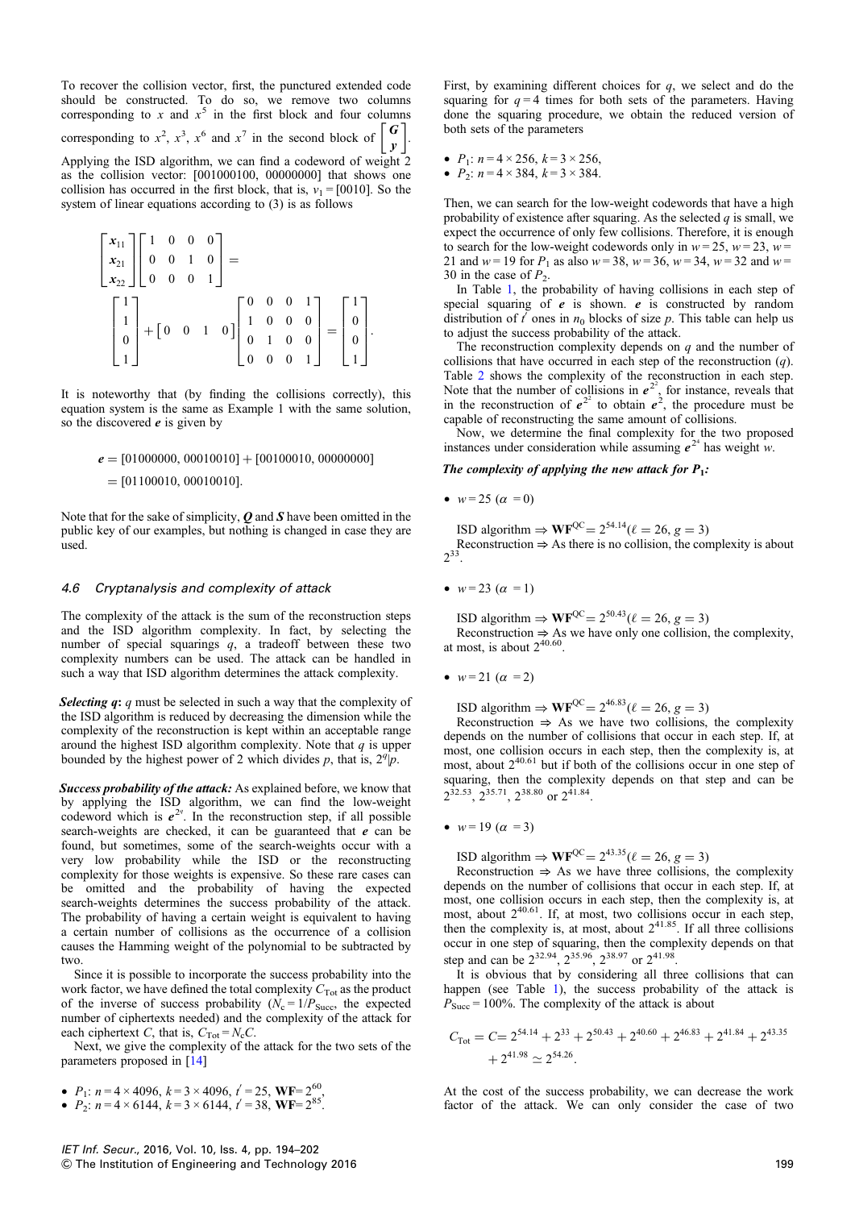To recover the collision vector, first, the punctured extended code should be constructed. To do so, we remove two columns corresponding to $x$ and $x^5$ in the first block and four columns corresponding to $x^2$, $x^3$, $x^6$ and $x^7$ in the second block of $\begin{bmatrix} \boldsymbol{G} \\ \boldsymbol{y} \end{bmatrix}$. Applying the ISD algorithm, we can find a codeword of weight 2 as the collision vector: [001000100, 00000000] that shows one collision has occurred in the first block, that is, $v_1 = [0010]$. So the system of linear equations according to (3) is as follows

$$\begin{bmatrix} \boldsymbol{x}_{11} \\ \boldsymbol{x}_{21} \\ \boldsymbol{x}_{22} \end{bmatrix} \begin{bmatrix} 1 & 0 & 0 & 0 \\ 0 & 0 & 1 & 0 \\ 0 & 0 & 0 & 1 \end{bmatrix} = \begin{bmatrix} 1 \\ 1 \\ 0 \\ 1 \end{bmatrix} + \begin{bmatrix} 0 & 0 & 1 & 0 \end{bmatrix} \begin{bmatrix} 0 & 0 & 0 & 1 \\ 1 & 0 & 0 & 0 \\ 0 & 1 & 0 & 0 \\ 0 & 0 & 0 & 1 \end{bmatrix} = \begin{bmatrix} 1 \\ 0 \\ 0 \\ 1 \end{bmatrix}.$$

It is noteworthy that (by finding the collisions correctly), this equation system is the same as Example 1 with the same solution, so the discovered $\boldsymbol{e}$ is given by

$$\begin{aligned} \boldsymbol{e} &= [01000000, 00010010] + [00100010, 00000000] \\ &= [01100010, 00010010]. \end{aligned}$$

Note that for the sake of simplicity, $\boldsymbol{Q}$ and $\boldsymbol{S}$ have been omitted in the public key of our examples, but nothing is changed in case they are used.

### 4.6 Cryptanalysis and complexity of attack

The complexity of the attack is the sum of the reconstruction steps and the ISD algorithm complexity. In fact, by selecting the number of special squarings $q$, a tradeoff between these two complexity numbers can be used. The attack can be handled in such a way that ISD algorithm determines the attack complexity.

***Selecting q:*** $q$ must be selected in such a way that the complexity of the ISD algorithm is reduced by decreasing the dimension while the complexity of the reconstruction is kept within an acceptable range around the highest ISD algorithm complexity. Note that $q$ is upper bounded by the highest power of 2 which divides $p$, that is, $2^q | p$.

***Success probability of the attack:*** As explained before, we know that by applying the ISD algorithm, we can find the low-weight codeword which is $\boldsymbol{e}^{2^q}$. In the reconstruction step, if all possible search-weights are checked, it can be guaranteed that $\boldsymbol{e}$ can be found, but sometimes, some of the search-weights occur with a very low probability while the ISD or the reconstructing complexity for those weights is expensive. So these rare cases can be omitted and the probability of having the expected search-weights determines the success probability of the attack. The probability of having a certain weight is equivalent to having a certain number of collisions as the occurrence of a collision causes the Hamming weight of the polynomial to be subtracted by two.

Since it is possible to incorporate the success probability into the work factor, we have defined the total complexity $C_{\text{Tot}}$ as the product of the inverse of success probability ($N_c = 1/P_{\text{Succ}}$, the expected number of ciphertexts needed) and the complexity of the attack for each ciphertext $C$, that is, $C_{\text{Tot}} = N_c C$.

Next, we give the complexity of the attack for the two sets of the parameters proposed in [14]

- $P_1$: $n = 4 \times 4096$, $k = 3 \times 4096$, $t' = 25$, $\textbf{WF} = 2^{60}$,
- $P_2$: $n = 4 \times 6144$, $k = 3 \times 6144$, $t' = 38$, $\textbf{WF} = 2^{85}$.

First, by examining different choices for $q$, we select and do the squaring for $q = 4$ times for both sets of the parameters. Having done the squaring procedure, we obtain the reduced version of both sets of the parameters

- $P_1$: $n = 4 \times 256$, $k = 3 \times 256$,
- $P_2$: $n = 4 \times 384$, $k = 3 \times 384$.

Then, we can search for the low-weight codewords that have a high probability of existence after squaring. As the selected $q$ is small, we expect the occurrence of only few collisions. Therefore, it is enough to search for the low-weight codewords only in $w = 25$, $w = 23$, $w = 21$ and $w = 19$ for $P_1$ as also $w = 38$, $w = 36$, $w = 34$, $w = 32$ and $w = 30$ in the case of $P_2$.

In Table 1, the probability of having collisions in each step of special squaring of $\boldsymbol{e}$ is shown. $\boldsymbol{e}$ is constructed by random distribution of $t'$ ones in $n_0$ blocks of size $p$. This table can help us to adjust the success probability of the attack.

The reconstruction complexity depends on $q$ and the number of collisions that have occurred in each step of the reconstruction ($q$). Table 2 shows the complexity of the reconstruction in each step. Note that the number of collisions in $\boldsymbol{e}^{2^2}$, for instance, reveals that in the reconstruction of $\boldsymbol{e}^{2^2}$ to obtain $\boldsymbol{e}^2$, the procedure must be capable of reconstructing the same amount of collisions.

Now, we determine the final complexity for the two proposed instances under consideration while assuming $\boldsymbol{e}^{2^4}$ has weight $w$.

***The complexity of applying the new attack for $\mathbf{P_1}$:***

- $w = 25$ ($\alpha = 0$)

  ISD algorithm $\Rightarrow \textbf{WF}^{\text{QC}} = 2^{54.14} (\ell = 26, g = 3)$
  Reconstruction $\Rightarrow$ As there is no collision, the complexity is about $2^{33}$.

- $w = 23$ ($\alpha = 1$)

  ISD algorithm $\Rightarrow \textbf{WF}^{\text{QC}} = 2^{50.43} (\ell = 26, g = 3)$
  Reconstruction $\Rightarrow$ As we have only one collision, the complexity, at most, is about $2^{40.60}$.

- $w = 21$ ($\alpha = 2$)

  ISD algorithm $\Rightarrow \textbf{WF}^{\text{QC}} = 2^{46.83} (\ell = 26, g = 3)$
  Reconstruction $\Rightarrow$ As we have two collisions, the complexity depends on the number of collisions that occur in each step. If, at most, one collision occurs in each step, then the complexity is, at most, about $2^{40.61}$ but if both of the collisions occur in one step of squaring, then the complexity depends on that step and can be $2^{32.53}$, $2^{35.71}$, $2^{38.80}$ or $2^{41.84}$.

- $w = 19$ ($\alpha = 3$)

  ISD algorithm $\Rightarrow \textbf{WF}^{\text{QC}} = 2^{43.35} (\ell = 26, g = 3)$
  Reconstruction $\Rightarrow$ As we have three collisions, the complexity depends on the number of collisions that occur in each step. If, at most, one collision occurs in each step, then the complexity is, at most, about $2^{40.61}$. If, at most, two collisions occur in each step, then the complexity is, at most, about $2^{41.85}$. If all three collisions occur in one step of squaring, then the complexity depends on that step and can be $2^{32.94}$, $2^{35.96}$, $2^{38.97}$ or $2^{41.98}$.

It is obvious that by considering all three collisions that can happen (see Table 1), the success probability of the attack is $P_{\text{Succ}} = 100\%$. The complexity of the attack is about

$$C_{\text{Tot}} = C = 2^{54.14} + 2^{33} + 2^{50.43} + 2^{40.60} + 2^{46.83} + 2^{41.84} + 2^{43.35} + 2^{41.98} \simeq 2^{54.26}.$$

At the cost of the success probability, we can decrease the work factor of the attack. We can only consider the case of two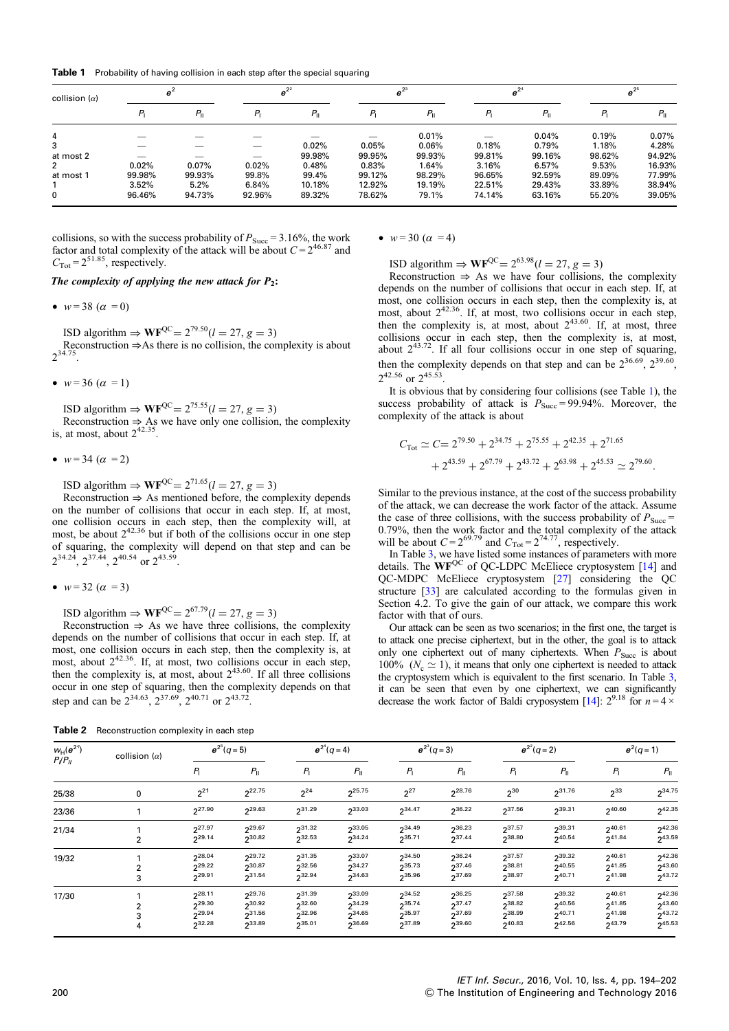**Table 1** Probability of having collision in each step after the special squaring

| collision ($\alpha$) | $e^2$ | | $e^{2^2}$ | | $e^{2^3}$ | | $e^{2^4}$ | | $e^{2^5}$ | |
|---|---|---|---|---|---|---|---|---|---|---|
| | $P_I$ | $P_{II}$ | $P_I$ | $P_{II}$ | $P_I$ | $P_{II}$ | $P_I$ | $P_{II}$ | $P_I$ | $P_{II}$ |
| 4 | — | — | — | — | — | 0.01% | — | 0.04% | 0.19% | 0.07% |
| 3 | — | — | — | 0.02% | 0.05% | 0.06% | 0.18% | 0.79% | 1.18% | 4.28% |
| at most 2 | — | — | — | 99.98% | 99.95% | 99.93% | 99.81% | 99.16% | 98.62% | 94.92% |
| 2 | 0.02% | 0.07% | 0.02% | 0.48% | 0.83% | 1.64% | 3.16% | 6.57% | 9.53% | 16.93% |
| at most 1 | 99.98% | 99.93% | 99.8% | 99.4% | 99.12% | 98.29% | 96.65% | 92.59% | 89.09% | 77.99% |
| 1 | 3.52% | 5.2% | 6.84% | 10.18% | 12.92% | 19.19% | 22.51% | 29.43% | 33.89% | 38.94% |
| 0 | 96.46% | 94.73% | 92.96% | 89.32% | 78.62% | 79.1% | 74.14% | 63.16% | 55.20% | 39.05% |

collisions, so with the success probability of $P_{\rm Succ} = 3.16\%$, the work factor and total complexity of the attack will be about $C = 2^{46.87}$ and $C_{\rm Tot} = 2^{51.85}$, respectively.

***The complexity of applying the new attack for $P_2$:***

- $w = 38$ ($\alpha = 0$)

ISD algorithm $\Rightarrow$ $\mathbf{WF}^{\rm QC} = 2^{79.50}(l = 27, g = 3)$
Reconstruction $\Rightarrow$As there is no collision, the complexity is about $2^{34.75}$.

- $w = 36$ ($\alpha = 1$)

ISD algorithm $\Rightarrow$ $\mathbf{WF}^{\rm QC} = 2^{75.55}(l = 27, g = 3)$
Reconstruction $\Rightarrow$ As we have only one collision, the complexity is, at most, about $2^{42.35}$.

- $w = 34$ ($\alpha = 2$)

ISD algorithm $\Rightarrow$ $\mathbf{WF}^{\rm QC} = 2^{71.65}(l = 27, g = 3)$
Reconstruction $\Rightarrow$ As mentioned before, the complexity depends on the number of collisions that occur in each step. If, at most, one collision occurs in each step, then the complexity will, at most, be about $2^{42.36}$ but if both of the collisions occur in one step of squaring, the complexity will depend on that step and can be $2^{34.24}$, $2^{37.44}$, $2^{40.54}$ or $2^{43.59}$.

- $w = 32$ ($\alpha = 3$)

ISD algorithm $\Rightarrow$ $\mathbf{WF}^{\rm QC} = 2^{67.79}(l = 27, g = 3)$
Reconstruction $\Rightarrow$ As we have three collisions, the complexity depends on the number of collisions that occur in each step. If, at most, one collision occurs in each step, then the complexity is, at most, about $2^{42.36}$. If, at most, two collisions occur in each step, then the complexity is, at most, about $2^{43.60}$. If all three collisions occur in one step of squaring, then the complexity depends on that step and can be $2^{34.63}$, $2^{37.69}$, $2^{40.71}$ or $2^{43.72}$.

- $w = 30$ ($\alpha = 4$)

ISD algorithm $\Rightarrow$ $\mathbf{WF}^{\rm QC} = 2^{63.98}(l = 27, g = 3)$
Reconstruction $\Rightarrow$ As we have four collisions, the complexity depends on the number of collisions that occur in each step. If, at most, one collision occurs in each step, then the complexity is, at most, about $2^{42.36}$. If, at most, two collisions occur in each step, then the complexity is, at most, about $2^{43.60}$. If, at most, three collisions occur in each step, then the complexity is, at most, about $2^{43.72}$. If all four collisions occur in one step of squaring, then the complexity depends on that step and can be $2^{36.69}$, $2^{39.60}$, $2^{42.56}$ or $2^{45.53}$.

It is obvious that by considering four collisions (see Table 1), the success probability of attack is $P_{\rm Succ} = 99.94\%$. Moreover, the complexity of the attack is about

$$C_{\rm Tot} \simeq C = 2^{79.50} + 2^{34.75} + 2^{75.55} + 2^{42.35} + 2^{71.65} + 2^{43.59} + 2^{67.79} + 2^{43.72} + 2^{63.98} + 2^{45.53} \simeq 2^{79.60}.$$

Similar to the previous instance, at the cost of the success probability of the attack, we can decrease the work factor of the attack. Assume the case of three collisions, with the success probability of $P_{\rm Succ} = 0.79\%$, then the work factor and the total complexity of the attack will be about $C = 2^{69.79}$ and $C_{\rm Tot} = 2^{74.77}$, respectively.

In Table 3, we have listed some instances of parameters with more details. The $\mathbf{WF}^{\rm QC}$ of QC-LDPC McEliece cryptosystem [14] and QC-MDPC McEliece cryptosystem [27] considering the QC structure [33] are calculated according to the formulas given in Section 4.2. To give the gain of our attack, we compare this work factor with that of ours.

Our attack can be seen as two scenarios; in the first one, the target is to attack one precise ciphertext, but in the other, the goal is to attack only one ciphertext out of many ciphertexts. When $P_{\rm Succ}$ is about 100% ($N_c \simeq 1$), it means that only one ciphertext is needed to attack the cryptosystem which is equivalent to the first scenario. In Table 3, it can be seen that even by one ciphertext, we can significantly decrease the work factor of Baldi cryposystem [14]: $2^{9.18}$ for $n = 4 \times$

**Table 2** Reconstruction complexity in each step

| $w_H(e^{2^q})$ $P_I/P_{II}$ | collision ($\alpha$) | $e^{2^5}(q=5)$ | | $e^{2^4}(q=4)$ | | $e^{2^3}(q=3)$ | | $e^{2^2}(q=2)$ | | $e^{2}(q=1)$ | |
|---|---|---|---|---|---|---|---|---|---|---|---|
| | | $P_I$ | $P_{II}$ | $P_I$ | $P_{II}$ | $P_I$ | $P_{II}$ | $P_I$ | $P_{II}$ | $P_I$ | $P_{II}$ |
| 25/38 | 0 | $2^{21}$ | $2^{22.75}$ | $2^{24}$ | $2^{25.75}$ | $2^{27}$ | $2^{28.76}$ | $2^{30}$ | $2^{31.76}$ | $2^{33}$ | $2^{34.75}$ |
| 23/36 | 1 | $2^{27.90}$ | $2^{29.63}$ | $2^{31.29}$ | $2^{33.03}$ | $2^{34.47}$ | $2^{36.22}$ | $2^{37.56}$ | $2^{39.31}$ | $2^{40.60}$ | $2^{42.35}$ |
| 21/34 | 1 | $2^{27.97}$ | $2^{29.67}$ | $2^{31.32}$ | $2^{33.05}$ | $2^{34.49}$ | $2^{36.23}$ | $2^{37.57}$ | $2^{39.31}$ | $2^{40.61}$ | $2^{42.36}$ |
| | 2 | $2^{29.14}$ | $2^{30.82}$ | $2^{32.53}$ | $2^{34.24}$ | $2^{35.71}$ | $2^{37.44}$ | $2^{38.80}$ | $2^{40.54}$ | $2^{41.84}$ | $2^{43.59}$ |
| 19/32 | 1 | $2^{28.04}$ | $2^{29.72}$ | $2^{31.35}$ | $2^{33.07}$ | $2^{34.50}$ | $2^{36.24}$ | $2^{37.57}$ | $2^{39.32}$ | $2^{40.61}$ | $2^{42.36}$ |
| | 2 | $2^{29.22}$ | $2^{30.87}$ | $2^{32.56}$ | $2^{34.27}$ | $2^{35.73}$ | $2^{37.46}$ | $2^{38.81}$ | $2^{40.55}$ | $2^{41.85}$ | $2^{43.60}$ |
| | 3 | $2^{29.91}$ | $2^{31.54}$ | $2^{32.94}$ | $2^{34.63}$ | $2^{35.96}$ | $2^{37.69}$ | $2^{38.97}$ | $2^{40.71}$ | $2^{41.98}$ | $2^{43.72}$ |
| 17/30 | 1 | $2^{28.11}$ | $2^{29.76}$ | $2^{31.39}$ | $2^{33.09}$ | $2^{34.52}$ | $2^{36.25}$ | $2^{37.58}$ | $2^{39.32}$ | $2^{40.61}$ | $2^{42.36}$ |
| | 2 | $2^{29.30}$ | $2^{30.92}$ | $2^{32.60}$ | $2^{34.29}$ | $2^{35.74}$ | $2^{37.47}$ | $2^{38.82}$ | $2^{40.56}$ | $2^{41.85}$ | $2^{43.60}$ |
| | 3 | $2^{29.94}$ | $2^{31.56}$ | $2^{32.96}$ | $2^{34.65}$ | $2^{35.97}$ | $2^{37.69}$ | $2^{38.99}$ | $2^{40.71}$ | $2^{41.98}$ | $2^{43.72}$ |
| | 4 | $2^{32.28}$ | $2^{33.89}$ | $2^{35.01}$ | $2^{36.69}$ | $2^{37.89}$ | $2^{39.60}$ | $2^{40.83}$ | $2^{42.56}$ | $2^{43.79}$ | $2^{45.53}$ |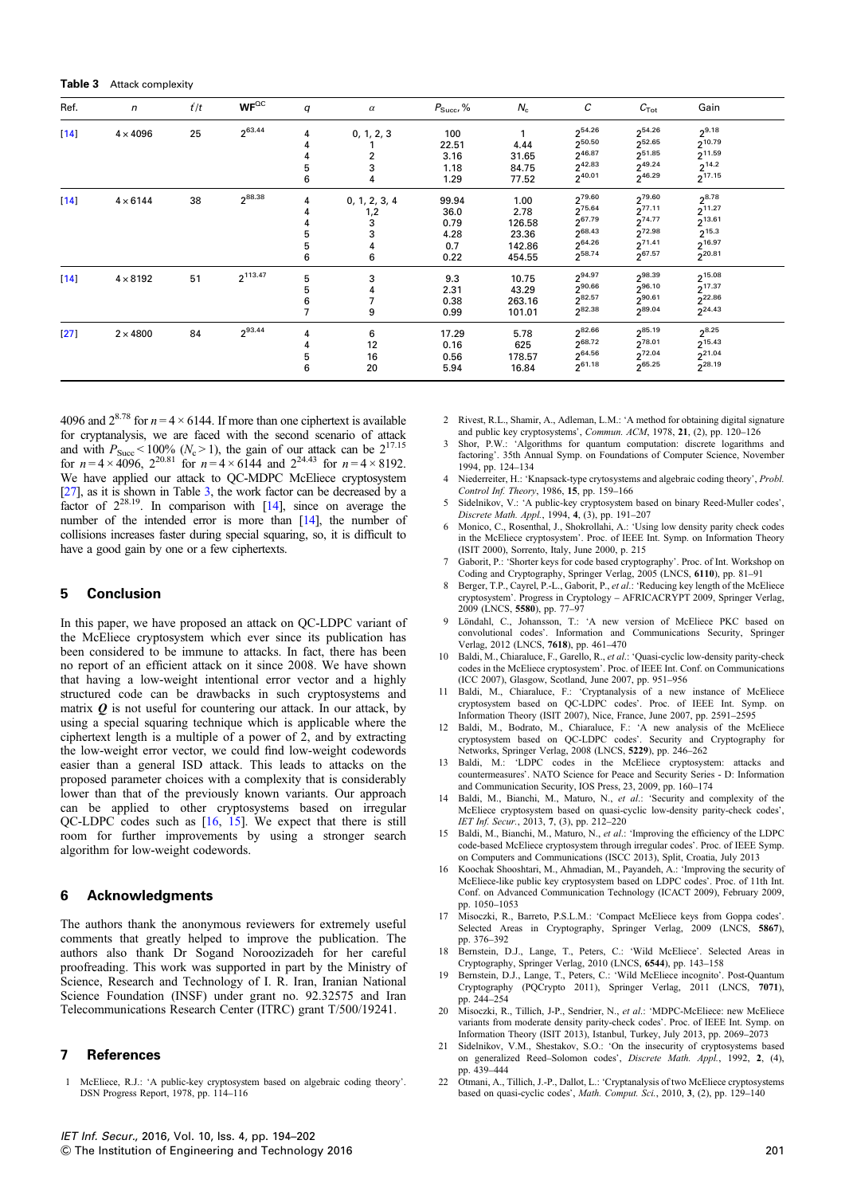**Table 3** Attack complexity

| Ref. | $n$ | $t'/t$ | $\mathbf{WF}^{QC}$ | $q$ | $\alpha$ | $P_{Succ}$, % | $N_c$ | $C$ | $C_{Tot}$ | Gain |
|---|---|---|---|---|---|---|---|---|---|---|
| [14] | $4\times4096$ | 25 | $2^{63.44}$ | 4 | 0, 1, 2, 3 | 100 | 1 | $2^{54.26}$ | $2^{54.26}$ | $2^{9.18}$ |
| | | | | 4 | 1 | 22.51 | 4.44 | $2^{50.50}$ | $2^{52.65}$ | $2^{10.79}$ |
| | | | | 4 | 2 | 3.16 | 31.65 | $2^{46.87}$ | $2^{51.85}$ | $2^{11.59}$ |
| | | | | 5 | 3 | 1.18 | 84.75 | $2^{42.83}$ | $2^{49.24}$ | $2^{14.2}$ |
| | | | | 6 | 4 | 1.29 | 77.52 | $2^{40.01}$ | $2^{46.29}$ | $2^{17.15}$ |
| [14] | $4\times6144$ | 38 | $2^{88.38}$ | 4 | 0, 1, 2, 3, 4 | 99.94 | 1.00 | $2^{79.60}$ | $2^{79.60}$ | $2^{8.78}$ |
| | | | | 4 | 1,2 | 36.0 | 2.78 | $2^{75.64}$ | $2^{77.11}$ | $2^{11.27}$ |
| | | | | 4 | 3 | 0.79 | 126.58 | $2^{67.79}$ | $2^{74.77}$ | $2^{13.61}$ |
| | | | | 5 | 3 | 4.28 | 23.36 | $2^{68.43}$ | $2^{72.98}$ | $2^{15.3}$ |
| | | | | 5 | 4 | 0.7 | 142.86 | $2^{64.26}$ | $2^{71.41}$ | $2^{16.97}$ |
| | | | | 6 | 6 | 0.22 | 454.55 | $2^{58.74}$ | $2^{67.57}$ | $2^{20.81}$ |
| [14] | $4\times8192$ | 51 | $2^{113.47}$ | 5 | 3 | 9.3 | 10.75 | $2^{94.97}$ | $2^{98.39}$ | $2^{15.08}$ |
| | | | | 5 | 4 | 2.31 | 43.29 | $2^{90.66}$ | $2^{96.10}$ | $2^{17.37}$ |
| | | | | 6 | 7 | 0.38 | 263.16 | $2^{82.57}$ | $2^{90.61}$ | $2^{22.86}$ |
| | | | | 7 | 9 | 0.99 | 101.01 | $2^{82.38}$ | $2^{89.04}$ | $2^{24.43}$ |
| [27] | $2\times4800$ | 84 | $2^{93.44}$ | 4 | 6 | 17.29 | 5.78 | $2^{82.66}$ | $2^{85.19}$ | $2^{8.25}$ |
| | | | | 4 | 12 | 0.16 | 625 | $2^{68.72}$ | $2^{78.01}$ | $2^{15.43}$ |
| | | | | 5 | 16 | 0.56 | 178.57 | $2^{64.56}$ | $2^{72.04}$ | $2^{21.04}$ |
| | | | | 6 | 20 | 5.94 | 16.84 | $2^{61.18}$ | $2^{65.25}$ | $2^{28.19}$ |

4096 and $2^{8.78}$ for $n = 4\times6144$. If more than one ciphertext is available for cryptanalysis, we are faced with the second scenario of attack and with $P_{Succ} < 100\%$ ($N_c > 1$), the gain of our attack can be $2^{17.15}$ for $n = 4\times4096$, $2^{20.81}$ for $n = 4\times6144$ and $2^{24.43}$ for $n = 4\times8192$. We have applied our attack to QC-MDPC McEliece cryptosystem [27], as it is shown in Table 3, the work factor can be decreased by a factor of $2^{28.19}$. In comparison with [14], since on average the number of the intended error is more than [14], the number of collisions increases faster during special squaring, so, it is difficult to have a good gain by one or a few ciphertexts.

## 5 Conclusion

In this paper, we have proposed an attack on QC-LDPC variant of the McEliece cryptosystem which ever since its publication has been considered to be immune to attacks. In fact, there has been no report of an efficient attack on it since 2008. We have shown that having a low-weight intentional error vector and a highly structured code can be drawbacks in such cryptosystems and matrix $\boldsymbol{Q}$ is not useful for countering our attack. In our attack, by using a special squaring technique which is applicable where the ciphertext length is a multiple of a power of 2, and by extracting the low-weight error vector, we could find low-weight codewords easier than a general ISD attack. This leads to attacks on the proposed parameter choices with a complexity that is considerably lower than that of the previously known variants. Our approach can be applied to other cryptosystems based on irregular QC-LDPC codes such as [16, 15]. We expect that there is still room for further improvements by using a stronger search algorithm for low-weight codewords.

## 6 Acknowledgments

The authors thank the anonymous reviewers for extremely useful comments that greatly helped to improve the publication. The authors also thank Dr Sogand Noroozizadeh for her careful proofreading. This work was supported in part by the Ministry of Science, Research and Technology of I. R. Iran, Iranian National Science Foundation (INSF) under grant no. 92.32575 and Iran Telecommunications Research Center (ITRC) grant T/500/19241.

## 7 References

1 McEliece, R.J.: 'A public-key cryptosystem based on algebraic coding theory'. DSN Progress Report, 1978, pp. 114–116

2 Rivest, R.L., Shamir, A., Adleman, L.M.: 'A method for obtaining digital signature and public key cryptosystems', *Commun. ACM*, 1978, **21**, (2), pp. 120–126

3 Shor, P.W.: 'Algorithms for quantum computation: discrete logarithms and factoring'. 35th Annual Symp. on Foundations of Computer Science, November 1994, pp. 124–134

4 Niederreiter, H.: 'Knapsack-type cryptosystems and algebraic coding theory', *Probl. Control Inf. Theory*, 1986, **15**, pp. 159–166

5 Sidelnikov, V.: 'A public-key cryptosystem based on binary Reed-Muller codes', *Discrete Math. Appl.*, 1994, **4**, (3), pp. 191–207

6 Monico, C., Rosenthal, J., Shokrollahi, A.: 'Using low density parity check codes in the McEliece cryptosystem'. Proc. of IEEE Int. Symp. on Information Theory (ISIT 2000), Sorrento, Italy, June 2000, p. 215

7 Gaborit, P.: 'Shorter keys for code based cryptography'. Proc. of Int. Workshop on Coding and Cryptography, Springer Verlag, 2005 (LNCS, **6110**), pp. 81–91

8 Berger, T.P., Cayrel, P.-L., Gaborit, P., *et al.*: 'Reducing key length of the McEliece cryptosystem'. Progress in Cryptology – AFRICACRYPT 2009, Springer Verlag, 2009 (LNCS, **5580**), pp. 77–97

9 Löndahl, C., Johansson, T.: 'A new version of McEliece PKC based on convolutional codes'. Information and Communications Security, Springer Verlag, 2012 (LNCS, **7618**), pp. 461–470

10 Baldi, M., Chiaraluce, F., Garello, R., *et al.*: 'Quasi-cyclic low-density parity-check codes in the McEliece cryptosystem'. Proc. of IEEE Int. Conf. on Communications (ICC 2007), Glasgow, Scotland, June 2007, pp. 951–956

11 Baldi, M., Chiaraluce, F.: 'Cryptanalysis of a new instance of McEliece cryptosystem based on QC-LDPC codes'. Proc. of IEEE Int. Symp. on Information Theory (ISIT 2007), Nice, France, June 2007, pp. 2591–2595

12 Baldi, M., Bodrato, M., Chiaraluce, F.: 'A new analysis of the McEliece cryptosystem based on QC-LDPC codes'. Security and Cryptography for Networks, Springer Verlag, 2008 (LNCS, **5229**), pp. 246–262

13 Baldi, M.: 'LDPC codes in the McEliece cryptosystem: attacks and countermeasures'. NATO Science for Peace and Security Series - D: Information and Communication Security, IOS Press, 23, 2009, pp. 160–174

14 Baldi, M., Bianchi, M., Maturo, N., *et al.*: 'Security and complexity of the McEliece cryptosystem based on quasi-cyclic low-density parity-check codes', *IET Inf. Secur.*, 2013, **7**, (3), pp. 212–220

15 Baldi, M., Bianchi, M., Maturo, N., *et al.*: 'Improving the efficiency of the LDPC code-based McEliece cryptosystem through irregular codes'. Proc. of IEEE Symp. on Computers and Communications (ISCC 2013), Split, Croatia, July 2013

16 Koochak Shooshtari, M., Ahmadian, M., Payandeh, A.: 'Improving the security of McEliece-like public key cryptosystem based on LDPC codes'. Proc. of 11th Int. Conf. on Advanced Communication Technology (ICACT 2009), February 2009, pp. 1050–1053

17 Misoczki, R., Barreto, P.S.L.M.: 'Compact McEliece keys from Goppa codes'. Selected Areas in Cryptography, Springer Verlag, 2009 (LNCS, **5867**), pp. 376–392

18 Bernstein, D.J., Lange, T., Peters, C.: 'Wild McEliece'. Selected Areas in Cryptography, Springer Verlag, 2010 (LNCS, **6544**), pp. 143–158

19 Bernstein, D.J., Lange, T., Peters, C.: 'Wild McEliece incognito'. Post-Quantum Cryptography (PQCrypto 2011), Springer Verlag, 2011 (LNCS, **7071**), pp. 244–254

20 Misoczki, R., Tillich, J.-P., Sendrier, N., *et al.*: 'MDPC-McEliece: new McEliece variants from moderate density parity-check codes'. Proc. of IEEE Int. Symp. on Information Theory (ISIT 2013), Istanbul, Turkey, July 2013, pp. 2069–2073

21 Sidelnikov, V.M., Shestakov, S.O.: 'On the insecurity of cryptosystems based on generalized Reed–Solomon codes', *Discrete Math. Appl.*, 1992, **2**, (4), pp. 439–444

22 Otmani, A., Tillich, J.-P., Dallot, L.: 'Cryptanalysis of two McEliece cryptosystems based on quasi-cyclic codes', *Math. Comput. Sci.*, 2010, **3**, (2), pp. 129–140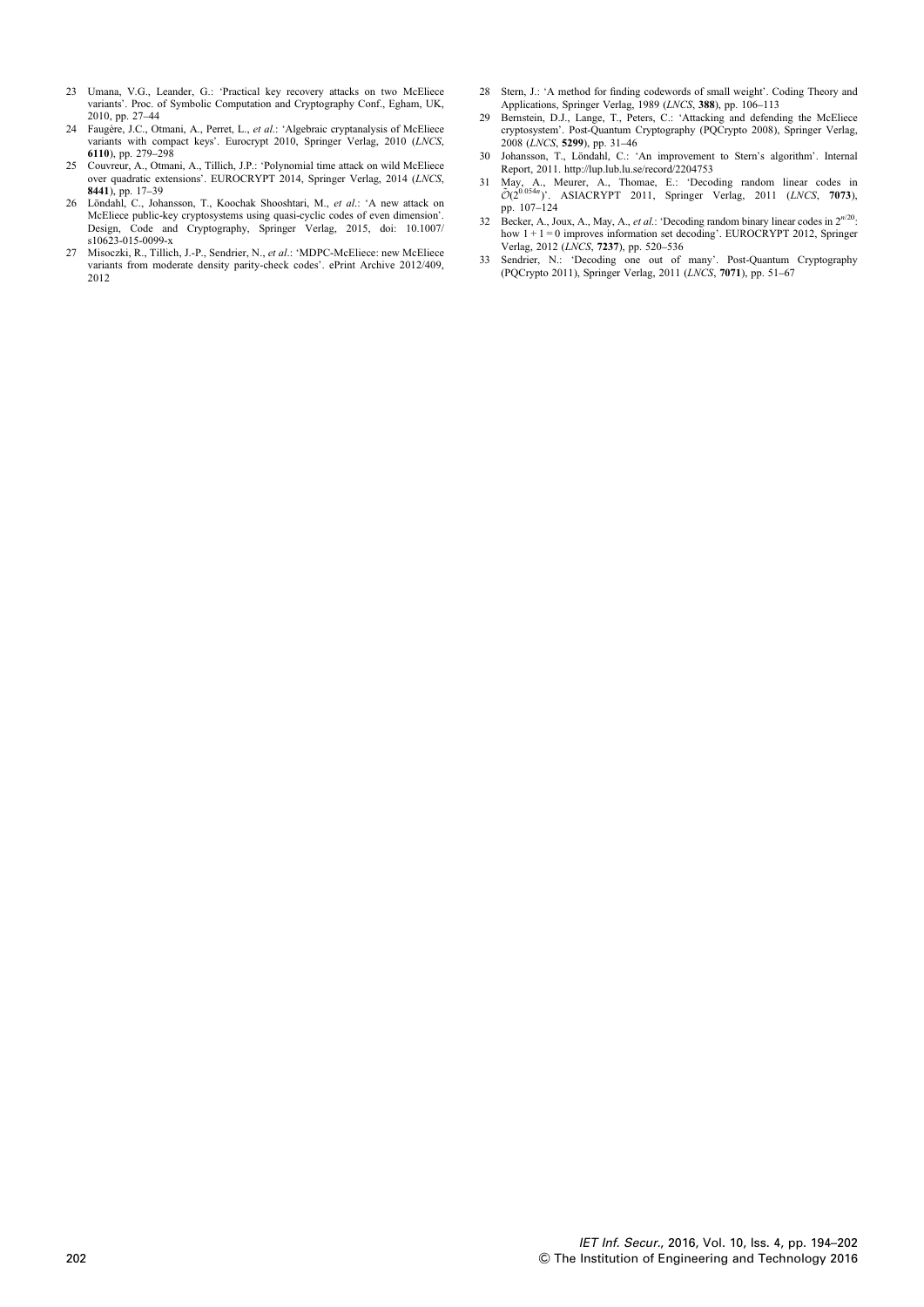23 Umana, V.G., Leander, G.: 'Practical key recovery attacks on two McEliece variants'. Proc. of Symbolic Computation and Cryptography Conf., Egham, UK, 2010, pp. 27–44

24 Faugère, J.C., Otmani, A., Perret, L., *et al.*: 'Algebraic cryptanalysis of McEliece variants with compact keys'. Eurocrypt 2010, Springer Verlag, 2010 (*LNCS*, **6110**), pp. 279–298

25 Couvreur, A., Otmani, A., Tillich, J.P.: 'Polynomial time attack on wild McEliece over quadratic extensions'. EUROCRYPT 2014, Springer Verlag, 2014 (*LNCS*, **8441**), pp. 17–39

26 Löndahl, C., Johansson, T., Koochak Shooshtari, M., *et al.*: 'A new attack on McEliece public-key cryptosystems using quasi-cyclic codes of even dimension'. Design, Code and Cryptography, Springer Verlag, 2015, doi: 10.1007/s10623-015-0099-x

27 Misoczki, R., Tillich, J.-P., Sendrier, N., *et al.*: 'MDPC-McEliece: new McEliece variants from moderate density parity-check codes'. ePrint Archive 2012/409, 2012

28 Stern, J.: 'A method for finding codewords of small weight'. Coding Theory and Applications, Springer Verlag, 1989 (*LNCS*, **388**), pp. 106–113

29 Bernstein, D.J., Lange, T., Peters, C.: 'Attacking and defending the McEliece cryptosystem'. Post-Quantum Cryptography (PQCrypto 2008), Springer Verlag, 2008 (*LNCS*, **5299**), pp. 31–46

30 Johansson, T., Löndahl, C.: 'An improvement to Stern's algorithm'. Internal Report, 2011. http://lup.lub.lu.se/record/2204753

31 May, A., Meurer, A., Thomae, E.: 'Decoding random linear codes in $\tilde{\mathcal{O}}(2^{0.054n})$'. ASIACRYPT 2011, Springer Verlag, 2011 (*LNCS*, **7073**), pp. 107–124

32 Becker, A., Joux, A., May, A., *et al.*: 'Decoding random binary linear codes in $2^{n/20}$: how $1 + 1 = 0$ improves information set decoding'. EUROCRYPT 2012, Springer Verlag, 2012 (*LNCS*, **7237**), pp. 520–536

33 Sendrier, N.: 'Decoding one out of many'. Post-Quantum Cryptography (PQCrypto 2011), Springer Verlag, 2011 (*LNCS*, **7071**), pp. 51–67